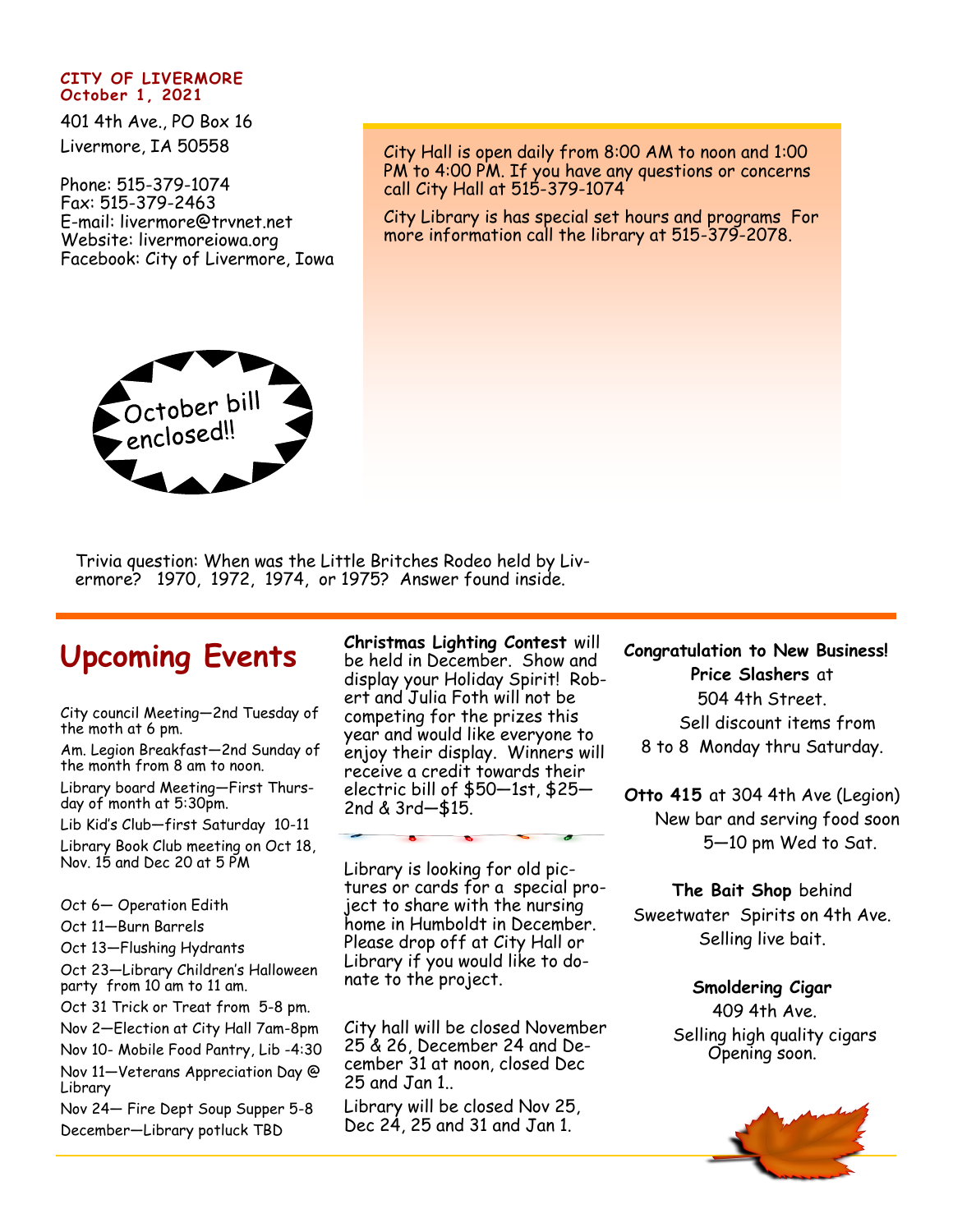**CITY OF LIVERMORE**
**October 1, 2021**

401 4th Ave., PO Box 16
Livermore, IA 50558

Phone: 515-379-1074
Fax: 515-379-2463
E-mail: livermore@trvnet.net
Website: livermoreiowa.org
Facebook: City of Livermore, Iowa

City Hall is open daily from 8:00 AM to noon and 1:00 PM to 4:00 PM. If you have any questions or concerns call City Hall at 515-379-1074

City Library is has special set hours and programs For more information call the library at 515-379-2078.

October bill enclosed!!

Trivia question: When was the Little Britches Rodeo held by Livermore? 1970, 1972, 1974, or 1975? Answer found inside.

## Upcoming Events

City council Meeting—2nd Tuesday of the moth at 6 pm.

Am. Legion Breakfast—2nd Sunday of the month from 8 am to noon.

Library board Meeting—First Thursday of month at 5:30pm.

Lib Kid's Club—first Saturday 10-11

Library Book Club meeting on Oct 18, Nov. 15 and Dec 20 at 5 PM

Oct 6— Operation Edith

Oct 11—Burn Barrels

Oct 13—Flushing Hydrants

Oct 23—Library Children's Halloween party from 10 am to 11 am.

Oct 31 Trick or Treat from 5-8 pm.

Nov 2—Election at City Hall 7am-8pm

Nov 10- Mobile Food Pantry, Lib -4:30

Nov 11—Veterans Appreciation Day @ Library

Nov 24— Fire Dept Soup Supper 5-8

December—Library potluck TBD

**Christmas Lighting Contest** will be held in December. Show and display your Holiday Spirit! Robert and Julia Foth will not be competing for the prizes this year and would like everyone to enjoy their display. Winners will receive a credit towards their electric bill of $50—1st, $25—2nd & 3rd—$15.

Library is looking for old pictures or cards for a special project to share with the nursing home in Humboldt in December. Please drop off at City Hall or Library if you would like to donate to the project.

City hall will be closed November 25 & 26, December 24 and December 31 at noon, closed Dec 25 and Jan 1..

Library will be closed Nov 25, Dec 24, 25 and 31 and Jan 1.

**Congratulation to New Business!**

**Price Slashers** at
504 4th Street.
Sell discount items from
8 to 8 Monday thru Saturday.

**Otto 415** at 304 4th Ave (Legion)
New bar and serving food soon
5—10 pm Wed to Sat.

**The Bait Shop** behind
Sweetwater Spirits on 4th Ave.
Selling live bait.

**Smoldering Cigar**
409 4th Ave.
Selling high quality cigars
Opening soon.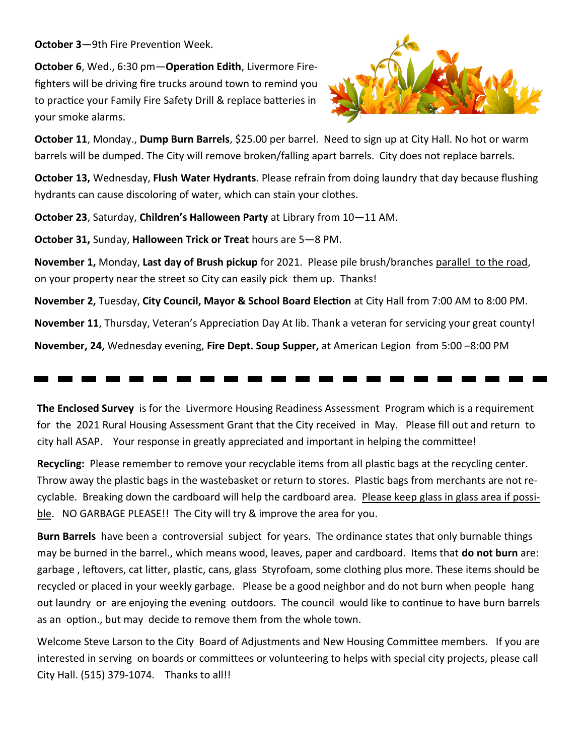**October 3**—9th Fire Prevention Week.

**October 6**, Wed., 6:30 pm—**Operation Edith**, Livermore Firefighters will be driving fire trucks around town to remind you to practice your Family Fire Safety Drill & replace batteries in your smoke alarms.

**October 11**, Monday., **Dump Burn Barrels**, $25.00 per barrel. Need to sign up at City Hall. No hot or warm barrels will be dumped. The City will remove broken/falling apart barrels. City does not replace barrels.

**October 13,** Wednesday, **Flush Water Hydrants**. Please refrain from doing laundry that day because flushing hydrants can cause discoloring of water, which can stain your clothes.

**October 23**, Saturday, **Children's Halloween Party** at Library from 10—11 AM.

**October 31,** Sunday, **Halloween Trick or Treat** hours are 5—8 PM.

**November 1,** Monday, **Last day of Brush pickup** for 2021. Please pile brush/branches parallel to the road, on your property near the street so City can easily pick them up. Thanks!

**November 2,** Tuesday, **City Council, Mayor & School Board Election** at City Hall from 7:00 AM to 8:00 PM.

**November 11**, Thursday, Veteran's Appreciation Day At lib. Thank a veteran for servicing your great county!

**November, 24,** Wednesday evening, **Fire Dept. Soup Supper,** at American Legion from 5:00 –8:00 PM

---

**The Enclosed Survey** is for the Livermore Housing Readiness Assessment Program which is a requirement for the 2021 Rural Housing Assessment Grant that the City received in May. Please fill out and return to city hall ASAP. Your response in greatly appreciated and important in helping the committee!

**Recycling:** Please remember to remove your recyclable items from all plastic bags at the recycling center. Throw away the plastic bags in the wastebasket or return to stores. Plastic bags from merchants are not recyclable. Breaking down the cardboard will help the cardboard area. Please keep glass in glass area if possible. NO GARBAGE PLEASE!! The City will try & improve the area for you.

**Burn Barrels** have been a controversial subject for years. The ordinance states that only burnable things may be burned in the barrel., which means wood, leaves, paper and cardboard. Items that **do not burn** are: garbage , leftovers, cat litter, plastic, cans, glass Styrofoam, some clothing plus more. These items should be recycled or placed in your weekly garbage. Please be a good neighbor and do not burn when people hang out laundry or are enjoying the evening outdoors. The council would like to continue to have burn barrels as an option., but may decide to remove them from the whole town.

Welcome Steve Larson to the City Board of Adjustments and New Housing Committee members. If you are interested in serving on boards or committees or volunteering to helps with special city projects, please call City Hall. (515) 379-1074. Thanks to all!!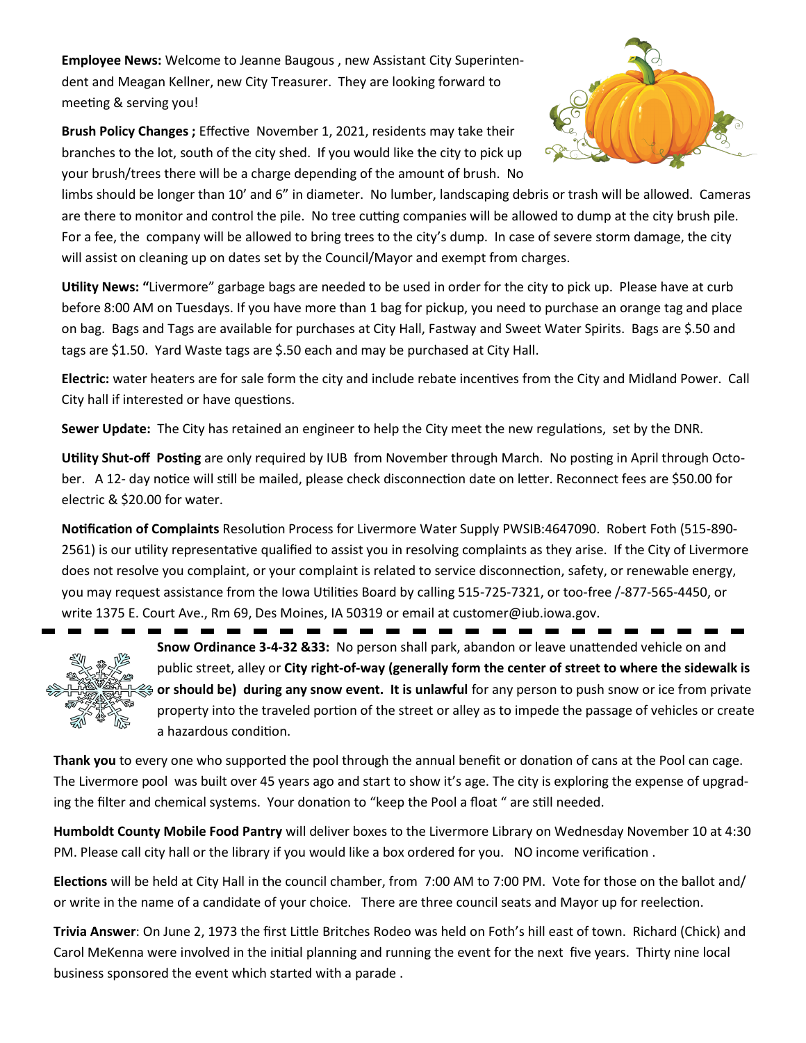**Employee News:** Welcome to Jeanne Baugous , new Assistant City Superintendent and Meagan Kellner, new City Treasurer. They are looking forward to meeting & serving you!

**Brush Policy Changes ;** Effective November 1, 2021, residents may take their branches to the lot, south of the city shed. If you would like the city to pick up your brush/trees there will be a charge depending of the amount of brush. No limbs should be longer than 10' and 6" in diameter. No lumber, landscaping debris or trash will be allowed. Cameras are there to monitor and control the pile. No tree cutting companies will be allowed to dump at the city brush pile. For a fee, the company will be allowed to bring trees to the city's dump. In case of severe storm damage, the city will assist on cleaning up on dates set by the Council/Mayor and exempt from charges.

**Utility News: "**Livermore" garbage bags are needed to be used in order for the city to pick up. Please have at curb before 8:00 AM on Tuesdays. If you have more than 1 bag for pickup, you need to purchase an orange tag and place on bag. Bags and Tags are available for purchases at City Hall, Fastway and Sweet Water Spirits. Bags are $.50 and tags are $1.50. Yard Waste tags are $.50 each and may be purchased at City Hall.

**Electric:** water heaters are for sale form the city and include rebate incentives from the City and Midland Power. Call City hall if interested or have questions.

**Sewer Update:** The City has retained an engineer to help the City meet the new regulations, set by the DNR.

**Utility Shut-off Posting** are only required by IUB from November through March. No posting in April through October. A 12- day notice will still be mailed, please check disconnection date on letter. Reconnect fees are $50.00 for electric & $20.00 for water.

**Notification of Complaints** Resolution Process for Livermore Water Supply PWSIB:4647090. Robert Foth (515-890-2561) is our utility representative qualified to assist you in resolving complaints as they arise. If the City of Livermore does not resolve you complaint, or your complaint is related to service disconnection, safety, or renewable energy, you may request assistance from the Iowa Utilities Board by calling 515-725-7321, or too-free /-877-565-4450, or write 1375 E. Court Ave., Rm 69, Des Moines, IA 50319 or email at customer@iub.iowa.gov.

---

**Snow Ordinance 3-4-32 &33:** No person shall park, abandon or leave unattended vehicle on and public street, alley or **City right-of-way (generally form the center of street to where the sidewalk is or should be) during any snow event. It is unlawful** for any person to push snow or ice from private property into the traveled portion of the street or alley as to impede the passage of vehicles or create a hazardous condition.

**Thank you** to every one who supported the pool through the annual benefit or donation of cans at the Pool can cage. The Livermore pool was built over 45 years ago and start to show it's age. The city is exploring the expense of upgrading the filter and chemical systems. Your donation to "keep the Pool a float " are still needed.

**Humboldt County Mobile Food Pantry** will deliver boxes to the Livermore Library on Wednesday November 10 at 4:30 PM. Please call city hall or the library if you would like a box ordered for you. NO income verification .

**Elections** will be held at City Hall in the council chamber, from 7:00 AM to 7:00 PM. Vote for those on the ballot and/or write in the name of a candidate of your choice. There are three council seats and Mayor up for reelection.

**Trivia Answer**: On June 2, 1973 the first Little Britches Rodeo was held on Foth's hill east of town. Richard (Chick) and Carol MeKenna were involved in the initial planning and running the event for the next five years. Thirty nine local business sponsored the event which started with a parade .